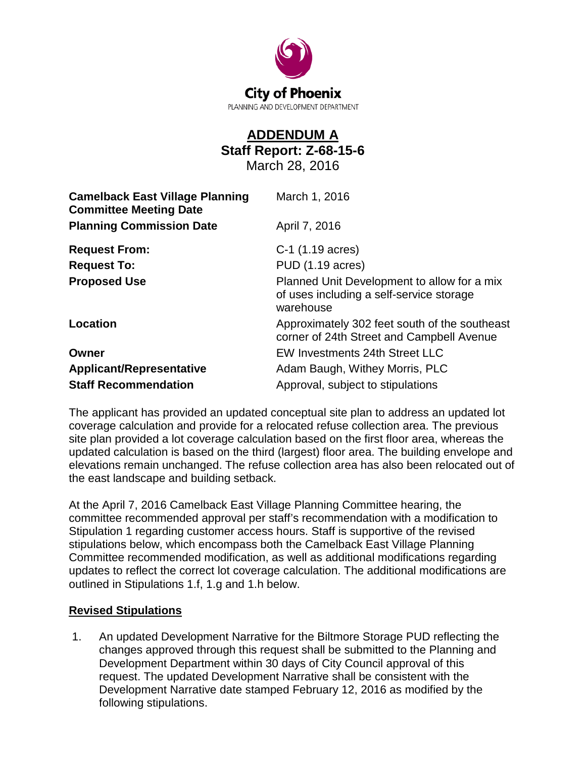City of Phoenix

PLANNING AND DEVELOPMENT DEPARTMENT

# ADDENDUM A

## Staff Report: Z-68-15-6

March 28, 2016

| | |
|---|---|
| **Camelback East Village Planning Committee Meeting Date** | March 1, 2016 |
| **Planning Commission Date** | April 7, 2016 |
| **Request From:** | C-1 (1.19 acres) |
| **Request To:** | PUD (1.19 acres) |
| **Proposed Use** | Planned Unit Development to allow for a mix of uses including a self-service storage warehouse |
| **Location** | Approximately 302 feet south of the southeast corner of 24th Street and Campbell Avenue |
| **Owner** | EW Investments 24th Street LLC |
| **Applicant/Representative** | Adam Baugh, Withey Morris, PLC |
| **Staff Recommendation** | Approval, subject to stipulations |

The applicant has provided an updated conceptual site plan to address an updated lot coverage calculation and provide for a relocated refuse collection area. The previous site plan provided a lot coverage calculation based on the first floor area, whereas the updated calculation is based on the third (largest) floor area. The building envelope and elevations remain unchanged. The refuse collection area has also been relocated out of the east landscape and building setback.

At the April 7, 2016 Camelback East Village Planning Committee hearing, the committee recommended approval per staff's recommendation with a modification to Stipulation 1 regarding customer access hours. Staff is supportive of the revised stipulations below, which encompass both the Camelback East Village Planning Committee recommended modification, as well as additional modifications regarding updates to reflect the correct lot coverage calculation. The additional modifications are outlined in Stipulations 1.f, 1.g and 1.h below.

**Revised Stipulations**

1. An updated Development Narrative for the Biltmore Storage PUD reflecting the changes approved through this request shall be submitted to the Planning and Development Department within 30 days of City Council approval of this request. The updated Development Narrative shall be consistent with the Development Narrative date stamped February 12, 2016 as modified by the following stipulations.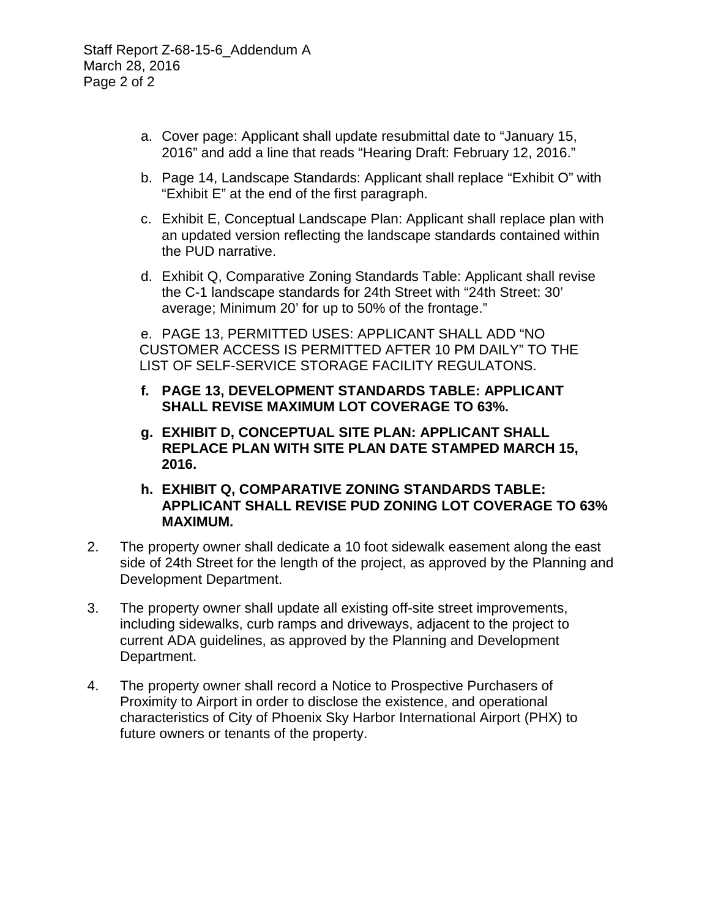a. Cover page: Applicant shall update resubmittal date to “January 15, 2016” and add a line that reads “Hearing Draft: February 12, 2016.”

b. Page 14, Landscape Standards: Applicant shall replace “Exhibit O” with “Exhibit E” at the end of the first paragraph.

c. Exhibit E, Conceptual Landscape Plan: Applicant shall replace plan with an updated version reflecting the landscape standards contained within the PUD narrative.

d. Exhibit Q, Comparative Zoning Standards Table: Applicant shall revise the C-1 landscape standards for 24th Street with “24th Street: 30’ average; Minimum 20’ for up to 50% of the frontage.”

e. PAGE 13, PERMITTED USES: APPLICANT SHALL ADD “NO CUSTOMER ACCESS IS PERMITTED AFTER 10 PM DAILY” TO THE LIST OF SELF-SERVICE STORAGE FACILITY REGULATONS.

**f. PAGE 13, DEVELOPMENT STANDARDS TABLE: APPLICANT SHALL REVISE MAXIMUM LOT COVERAGE TO 63%.**

**g. EXHIBIT D, CONCEPTUAL SITE PLAN: APPLICANT SHALL REPLACE PLAN WITH SITE PLAN DATE STAMPED MARCH 15, 2016.**

**h. EXHIBIT Q, COMPARATIVE ZONING STANDARDS TABLE: APPLICANT SHALL REVISE PUD ZONING LOT COVERAGE TO 63% MAXIMUM.**

2. The property owner shall dedicate a 10 foot sidewalk easement along the east side of 24th Street for the length of the project, as approved by the Planning and Development Department.

3. The property owner shall update all existing off-site street improvements, including sidewalks, curb ramps and driveways, adjacent to the project to current ADA guidelines, as approved by the Planning and Development Department.

4. The property owner shall record a Notice to Prospective Purchasers of Proximity to Airport in order to disclose the existence, and operational characteristics of City of Phoenix Sky Harbor International Airport (PHX) to future owners or tenants of the property.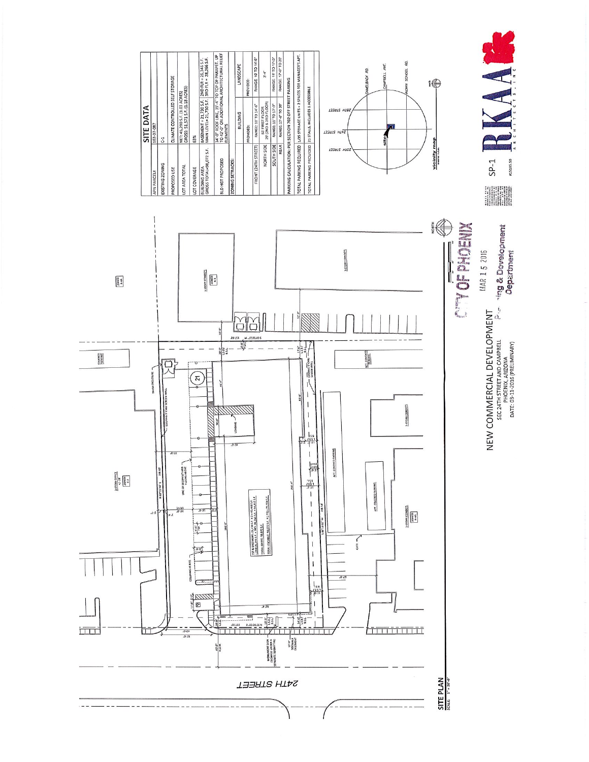## SITE DATA

| | | |
|---|---|---|
| APN PARCEL# | 163-07-087 | |
| EXISTING ZONING | C-1 | |
| PROPOSED USE | CLIMATE CONTROLLED SELF STORAGE | |
| LOT AREA TOTAL | NET: 45,290 S.F. (1.03 ACRES)<br>GROSS: 51,571 S.F. (1.18 ACRES) | |
| LOT COVERAGE | 63% | |
| BUILDING AREA<br>GROSS TOTAL=98,072 S.F. | BASEMENT = 21,730 S.F.<br>MAIN LEVEL= 21,730 S.F. | 2ND FLR = 26,346 S.F.<br>3RD FLR = 28,266 S.F. |
| BLD HGT PROPOSED | 34'-0" ROOF LINE, 39'-4" TO TOP OF PARAPET, UP TO 42'-0" ON ADDITIONAL ARCHITECTURAL RELIEF ELEMENTS | |
| ZONING SETBACKS: | BUILDING | LANDSCAPE |
| | PROVIDED: | PROVIDED: |
| FRONT (24TH STREET) | RANGE: 10' TO 14'-6" | RANGE: 10' TO 14'-6" |
| NORTH SIDE | 3'-6" FIRST FLOOR<br>29' (2ND & 3RD FLOOR) | 3'-6" |
| SOUTH SIDE | RANGE: 11' TO 17'-3" | RANGE: 11' TO 17'-3" |
| REAR | RANGE: 17'-6" TO 20' | RANGE: 17'-6" TO 20' |
| PARKING CALCULATION: PER SECTION 702 OFF STREET PARKING | | |
| TOTAL PARKING REQUIRED | 1/35 STORAGE UNITS + 2 SPACES FOR MANAGER'S APT. | |
| TOTAL PARKING PROVIDED | 23 STALLS, INCLUDES 1 ACCESSIBLE | |

vicinity map

CAMELBACK RD.
CAMPBELL AVE.
INDIAN SCHOOL RD.
20TH STREET
24TH STREET
28TH STREET
site

24TH STREET

SITE PLAN
SCALE: 1" = 20'-0"

NEW COMMERCIAL DEVELOPMENT
SEC 24TH STREET AND CAMPBELL
PHOENIX, ARIZONA
DATE: 03-11-2016 (PRELIMINARY)

CITY OF PHOENIX
MAR 1 5 2016
Planning & Development Department

SP-1
#15185.50

RKAA
ARCHITECTS, INC